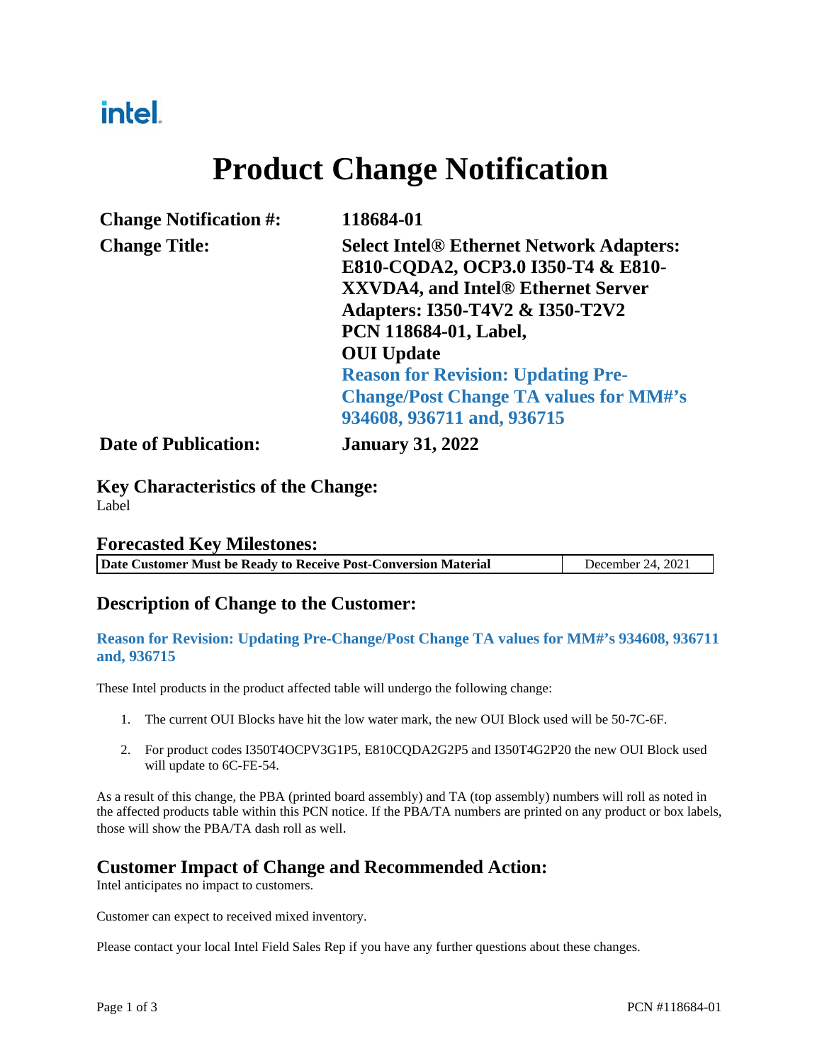intel.

# Product Change Notification

| | |
|---|---|
| **Change Notification #:** | **118684-01** |
| **Change Title:** | **Select Intel® Ethernet Network Adapters: E810-CQDA2, OCP3.0 I350-T4 & E810-XXVDA4, and Intel® Ethernet Server Adapters: I350-T4V2 & I350-T2V2 PCN 118684-01, Label, OUI Update** **Reason for Revision: Updating Pre-Change/Post Change TA values for MM#'s 934608, 936711 and, 936715** |
| **Date of Publication:** | **January 31, 2022** |

## Key Characteristics of the Change:

Label

## Forecasted Key Milestones:

| **Date Customer Must be Ready to Receive Post-Conversion Material** | December 24, 2021 |
|---|---|

## Description of Change to the Customer:

**Reason for Revision: Updating Pre-Change/Post Change TA values for MM#'s 934608, 936711 and, 936715**

These Intel products in the product affected table will undergo the following change:

1. The current OUI Blocks have hit the low water mark, the new OUI Block used will be 50-7C-6F.
2. For product codes I350T4OCPV3G1P5, E810CQDA2G2P5 and I350T4G2P20 the new OUI Block used will update to 6C-FE-54.

As a result of this change, the PBA (printed board assembly) and TA (top assembly) numbers will roll as noted in the affected products table within this PCN notice. If the PBA/TA numbers are printed on any product or box labels, those will show the PBA/TA dash roll as well.

## Customer Impact of Change and Recommended Action:

Intel anticipates no impact to customers.

Customer can expect to received mixed inventory.

Please contact your local Intel Field Sales Rep if you have any further questions about these changes.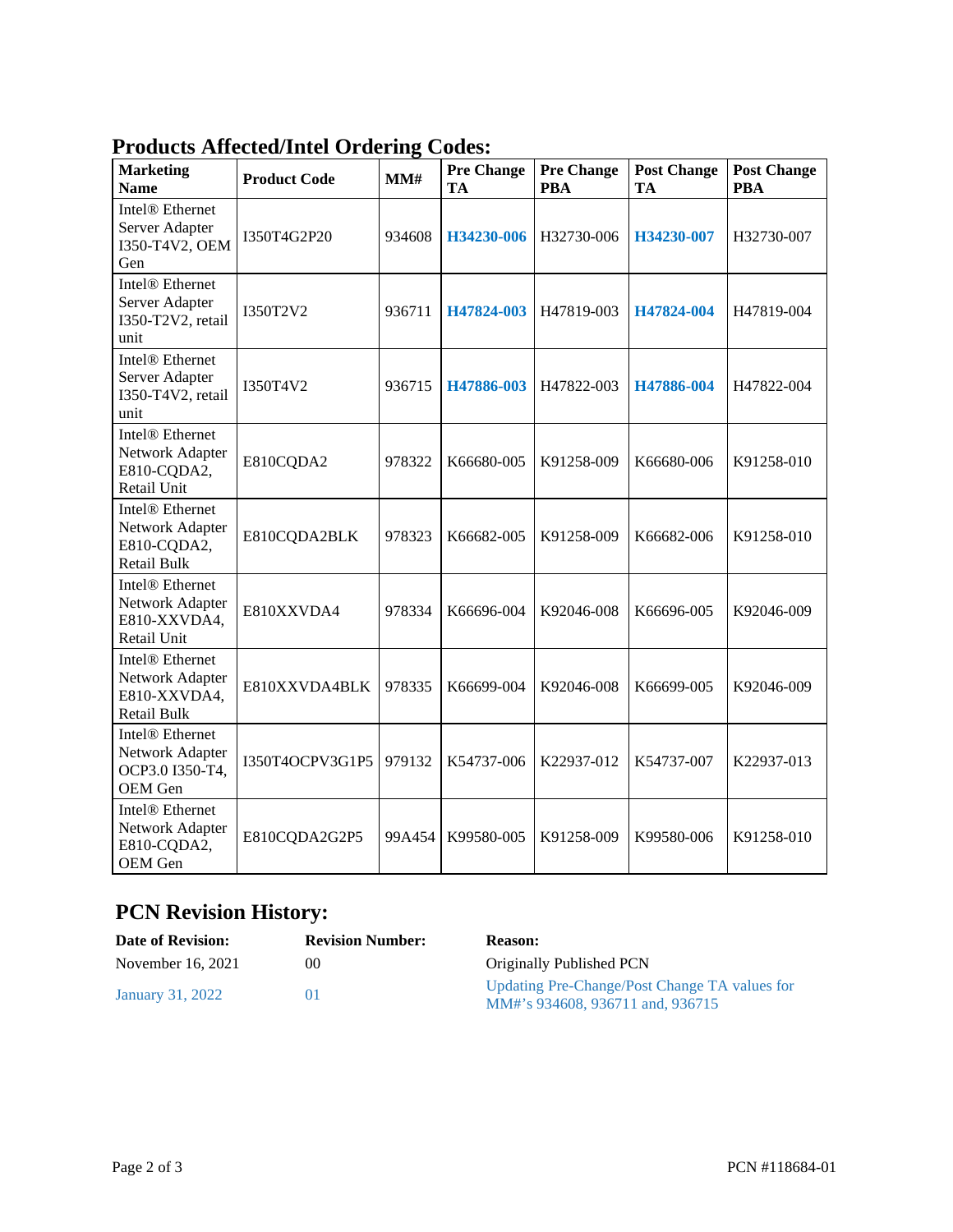## Products Affected/Intel Ordering Codes:

| Marketing Name | Product Code | MM# | Pre Change TA | Pre Change PBA | Post Change TA | Post Change PBA |
|---|---|---|---|---|---|---|
| Intel® Ethernet Server Adapter I350-T4V2, OEM Gen | I350T4G2P20 | 934608 | **H34230-006** | H32730-006 | **H34230-007** | H32730-007 |
| Intel® Ethernet Server Adapter I350-T2V2, retail unit | I350T2V2 | 936711 | **H47824-003** | H47819-003 | **H47824-004** | H47819-004 |
| Intel® Ethernet Server Adapter I350-T4V2, retail unit | I350T4V2 | 936715 | **H47886-003** | H47822-003 | **H47886-004** | H47822-004 |
| Intel® Ethernet Network Adapter E810-CQDA2, Retail Unit | E810CQDA2 | 978322 | K66680-005 | K91258-009 | K66680-006 | K91258-010 |
| Intel® Ethernet Network Adapter E810-CQDA2, Retail Bulk | E810CQDA2BLK | 978323 | K66682-005 | K91258-009 | K66682-006 | K91258-010 |
| Intel® Ethernet Network Adapter E810-XXVDA4, Retail Unit | E810XXVDA4 | 978334 | K66696-004 | K92046-008 | K66696-005 | K92046-009 |
| Intel® Ethernet Network Adapter E810-XXVDA4, Retail Bulk | E810XXVDA4BLK | 978335 | K66699-004 | K92046-008 | K66699-005 | K92046-009 |
| Intel® Ethernet Network Adapter OCP3.0 I350-T4, OEM Gen | I350T4OCPV3G1P5 | 979132 | K54737-006 | K22937-012 | K54737-007 | K22937-013 |
| Intel® Ethernet Network Adapter E810-CQDA2, OEM Gen | E810CQDA2G2P5 | 99A454 | K99580-005 | K91258-009 | K99580-006 | K91258-010 |

## PCN Revision History:

| Date of Revision: | Revision Number: | Reason: |
|---|---|---|
| November 16, 2021 | 00 | Originally Published PCN |
| January 31, 2022 | 01 | Updating Pre-Change/Post Change TA values for MM#'s 934608, 936711 and, 936715 |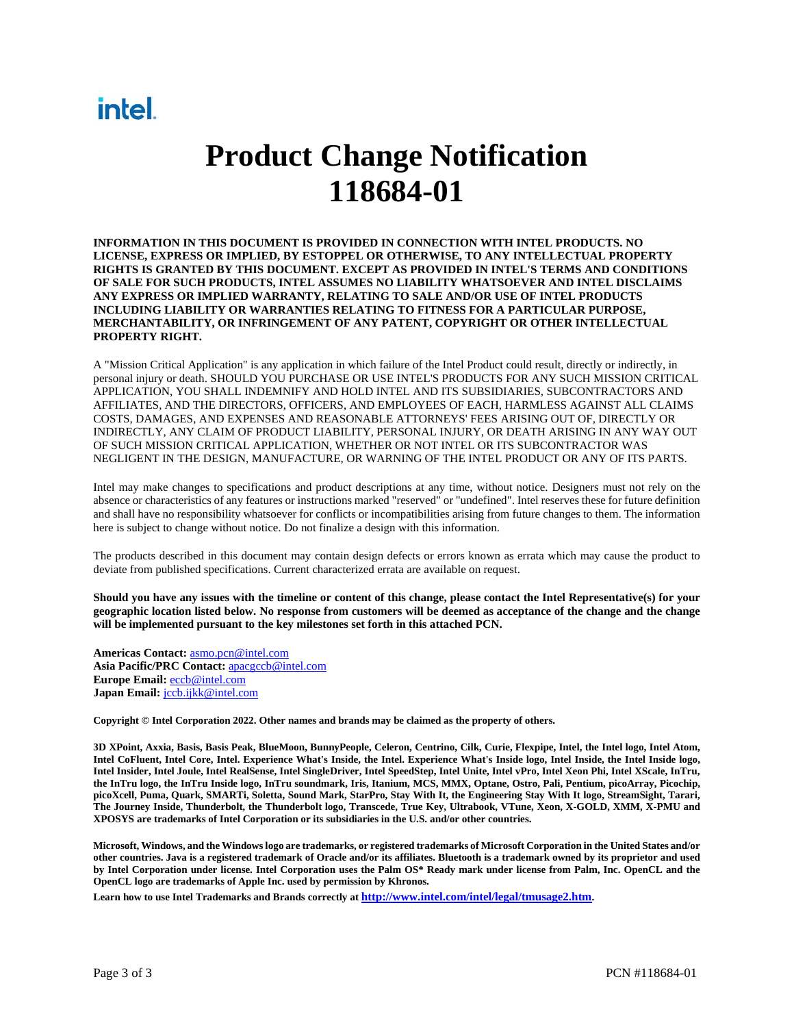intel.

# Product Change Notification 118684-01

**INFORMATION IN THIS DOCUMENT IS PROVIDED IN CONNECTION WITH INTEL PRODUCTS. NO LICENSE, EXPRESS OR IMPLIED, BY ESTOPPEL OR OTHERWISE, TO ANY INTELLECTUAL PROPERTY RIGHTS IS GRANTED BY THIS DOCUMENT. EXCEPT AS PROVIDED IN INTEL'S TERMS AND CONDITIONS OF SALE FOR SUCH PRODUCTS, INTEL ASSUMES NO LIABILITY WHATSOEVER AND INTEL DISCLAIMS ANY EXPRESS OR IMPLIED WARRANTY, RELATING TO SALE AND/OR USE OF INTEL PRODUCTS INCLUDING LIABILITY OR WARRANTIES RELATING TO FITNESS FOR A PARTICULAR PURPOSE, MERCHANTABILITY, OR INFRINGEMENT OF ANY PATENT, COPYRIGHT OR OTHER INTELLECTUAL PROPERTY RIGHT.**

A "Mission Critical Application" is any application in which failure of the Intel Product could result, directly or indirectly, in personal injury or death. SHOULD YOU PURCHASE OR USE INTEL'S PRODUCTS FOR ANY SUCH MISSION CRITICAL APPLICATION, YOU SHALL INDEMNIFY AND HOLD INTEL AND ITS SUBSIDIARIES, SUBCONTRACTORS AND AFFILIATES, AND THE DIRECTORS, OFFICERS, AND EMPLOYEES OF EACH, HARMLESS AGAINST ALL CLAIMS COSTS, DAMAGES, AND EXPENSES AND REASONABLE ATTORNEYS' FEES ARISING OUT OF, DIRECTLY OR INDIRECTLY, ANY CLAIM OF PRODUCT LIABILITY, PERSONAL INJURY, OR DEATH ARISING IN ANY WAY OUT OF SUCH MISSION CRITICAL APPLICATION, WHETHER OR NOT INTEL OR ITS SUBCONTRACTOR WAS NEGLIGENT IN THE DESIGN, MANUFACTURE, OR WARNING OF THE INTEL PRODUCT OR ANY OF ITS PARTS.

Intel may make changes to specifications and product descriptions at any time, without notice. Designers must not rely on the absence or characteristics of any features or instructions marked "reserved" or "undefined". Intel reserves these for future definition and shall have no responsibility whatsoever for conflicts or incompatibilities arising from future changes to them. The information here is subject to change without notice. Do not finalize a design with this information.

The products described in this document may contain design defects or errors known as errata which may cause the product to deviate from published specifications. Current characterized errata are available on request.

**Should you have any issues with the timeline or content of this change, please contact the Intel Representative(s) for your geographic location listed below. No response from customers will be deemed as acceptance of the change and the change will be implemented pursuant to the key milestones set forth in this attached PCN.**

**Americas Contact:** asmo.pcn@intel.com
**Asia Pacific/PRC Contact:** apacgccb@intel.com
**Europe Email:** eccb@intel.com
**Japan Email:** jccb.ijkk@intel.com

**Copyright © Intel Corporation 2022. Other names and brands may be claimed as the property of others.**

**3D XPoint, Axxia, Basis, Basis Peak, BlueMoon, BunnyPeople, Celeron, Centrino, Cilk, Curie, Flexpipe, Intel, the Intel logo, Intel Atom, Intel CoFluent, Intel Core, Intel. Experience What's Inside, the Intel. Experience What's Inside logo, Intel Inside, the Intel Inside logo, Intel Insider, Intel Joule, Intel RealSense, Intel SingleDriver, Intel SpeedStep, Intel Unite, Intel vPro, Intel Xeon Phi, Intel XScale, InTru, the InTru logo, the InTru Inside logo, InTru soundmark, Iris, Itanium, MCS, MMX, Optane, Ostro, Pali, Pentium, picoArray, Picochip, picoXcell, Puma, Quark, SMARTi, Soletta, Sound Mark, StarPro, Stay With It, the Engineering Stay With It logo, StreamSight, Tarari, The Journey Inside, Thunderbolt, the Thunderbolt logo, Transcede, True Key, Ultrabook, VTune, Xeon, X-GOLD, XMM, X-PMU and XPOSYS are trademarks of Intel Corporation or its subsidiaries in the U.S. and/or other countries.**

**Microsoft, Windows, and the Windows logo are trademarks, or registered trademarks of Microsoft Corporation in the United States and/or other countries. Java is a registered trademark of Oracle and/or its affiliates. Bluetooth is a trademark owned by its proprietor and used by Intel Corporation under license. Intel Corporation uses the Palm OS* Ready mark under license from Palm, Inc. OpenCL and the OpenCL logo are trademarks of Apple Inc. used by permission by Khronos.**

**Learn how to use Intel Trademarks and Brands correctly at http://www.intel.com/intel/legal/tmusage2.htm.**